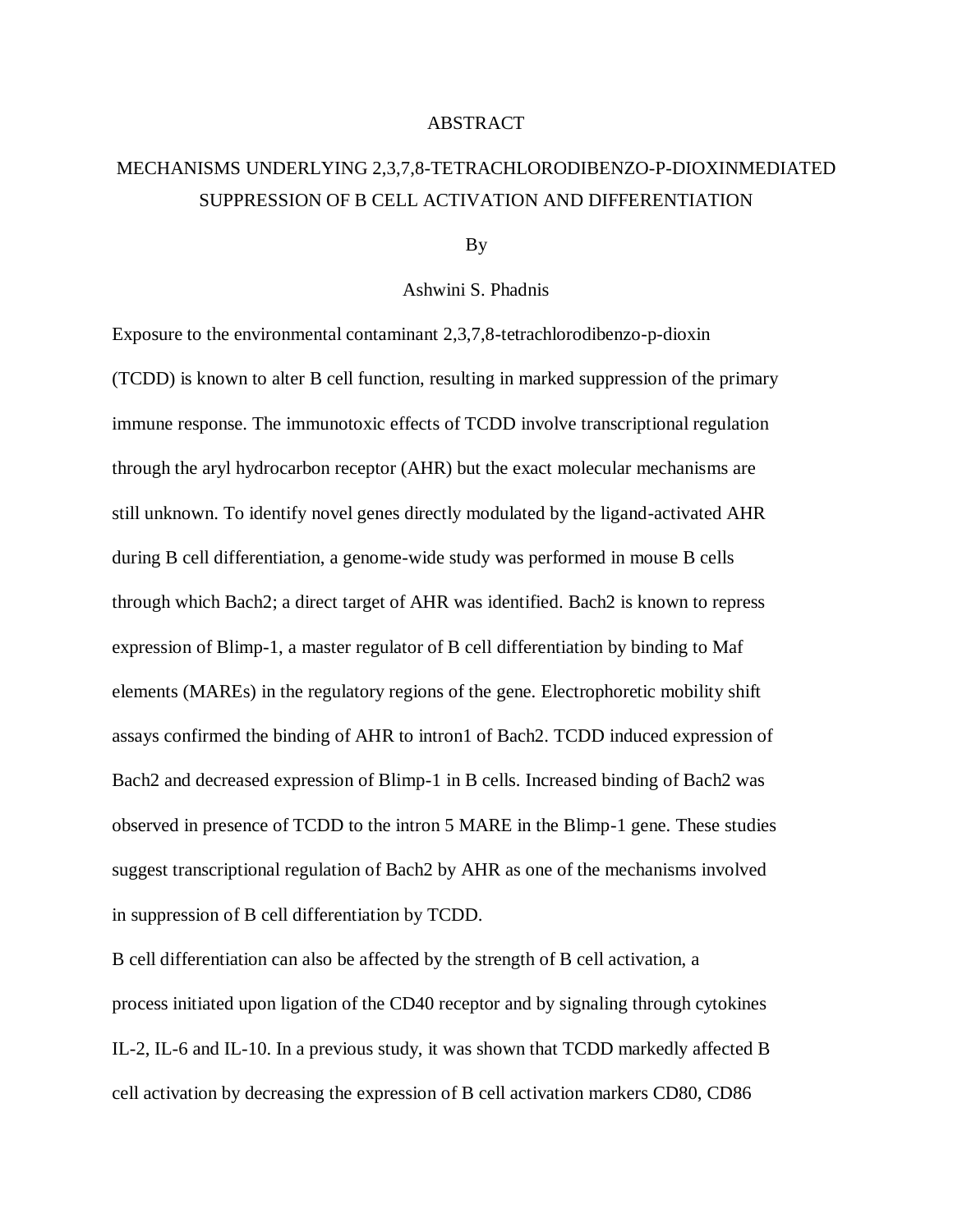# ABSTRACT

## MECHANISMS UNDERLYING 2,3,7,8-TETRACHLORODIBENZO-P-DIOXINMEDIATED SUPPRESSION OF B CELL ACTIVATION AND DIFFERENTIATION

By

Ashwini S. Phadnis

Exposure to the environmental contaminant 2,3,7,8-tetrachlorodibenzo-p-dioxin (TCDD) is known to alter B cell function, resulting in marked suppression of the primary immune response. The immunotoxic effects of TCDD involve transcriptional regulation through the aryl hydrocarbon receptor (AHR) but the exact molecular mechanisms are still unknown. To identify novel genes directly modulated by the ligand-activated AHR during B cell differentiation, a genome-wide study was performed in mouse B cells through which Bach2; a direct target of AHR was identified. Bach2 is known to repress expression of Blimp-1, a master regulator of B cell differentiation by binding to Maf elements (MAREs) in the regulatory regions of the gene. Electrophoretic mobility shift assays confirmed the binding of AHR to intron1 of Bach2. TCDD induced expression of Bach2 and decreased expression of Blimp-1 in B cells. Increased binding of Bach2 was observed in presence of TCDD to the intron 5 MARE in the Blimp-1 gene. These studies suggest transcriptional regulation of Bach2 by AHR as one of the mechanisms involved in suppression of B cell differentiation by TCDD.

B cell differentiation can also be affected by the strength of B cell activation, a process initiated upon ligation of the CD40 receptor and by signaling through cytokines IL-2, IL-6 and IL-10. In a previous study, it was shown that TCDD markedly affected B cell activation by decreasing the expression of B cell activation markers CD80, CD86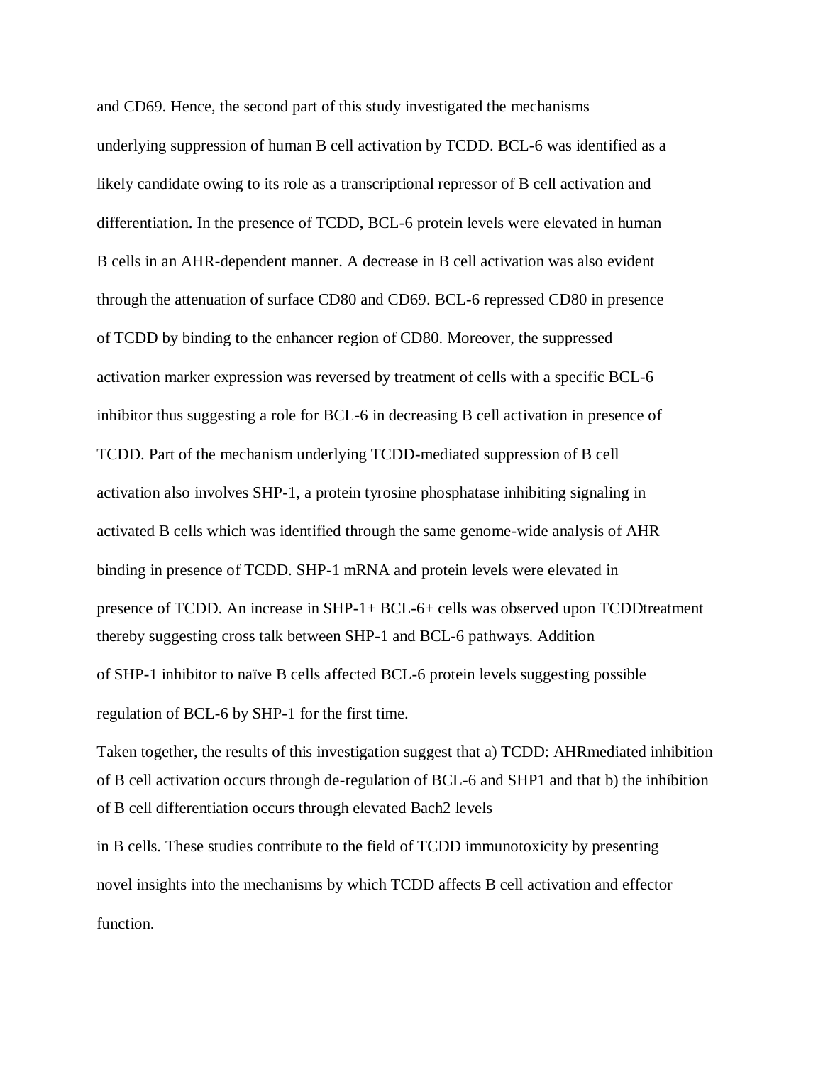and CD69. Hence, the second part of this study investigated the mechanisms underlying suppression of human B cell activation by TCDD. BCL-6 was identified as a likely candidate owing to its role as a transcriptional repressor of B cell activation and differentiation. In the presence of TCDD, BCL-6 protein levels were elevated in human B cells in an AHR-dependent manner. A decrease in B cell activation was also evident through the attenuation of surface CD80 and CD69. BCL-6 repressed CD80 in presence of TCDD by binding to the enhancer region of CD80. Moreover, the suppressed activation marker expression was reversed by treatment of cells with a specific BCL-6 inhibitor thus suggesting a role for BCL-6 in decreasing B cell activation in presence of TCDD. Part of the mechanism underlying TCDD-mediated suppression of B cell activation also involves SHP-1, a protein tyrosine phosphatase inhibiting signaling in activated B cells which was identified through the same genome-wide analysis of AHR binding in presence of TCDD. SHP-1 mRNA and protein levels were elevated in presence of TCDD. An increase in SHP-1+ BCL-6+ cells was observed upon TCDDtreatment thereby suggesting cross talk between SHP-1 and BCL-6 pathways. Addition of SHP-1 inhibitor to naïve B cells affected BCL-6 protein levels suggesting possible regulation of BCL-6 by SHP-1 for the first time.

Taken together, the results of this investigation suggest that a) TCDD: AHRmediated inhibition of B cell activation occurs through de-regulation of BCL-6 and SHP1 and that b) the inhibition of B cell differentiation occurs through elevated Bach2 levels in B cells. These studies contribute to the field of TCDD immunotoxicity by presenting novel insights into the mechanisms by which TCDD affects B cell activation and effector function.